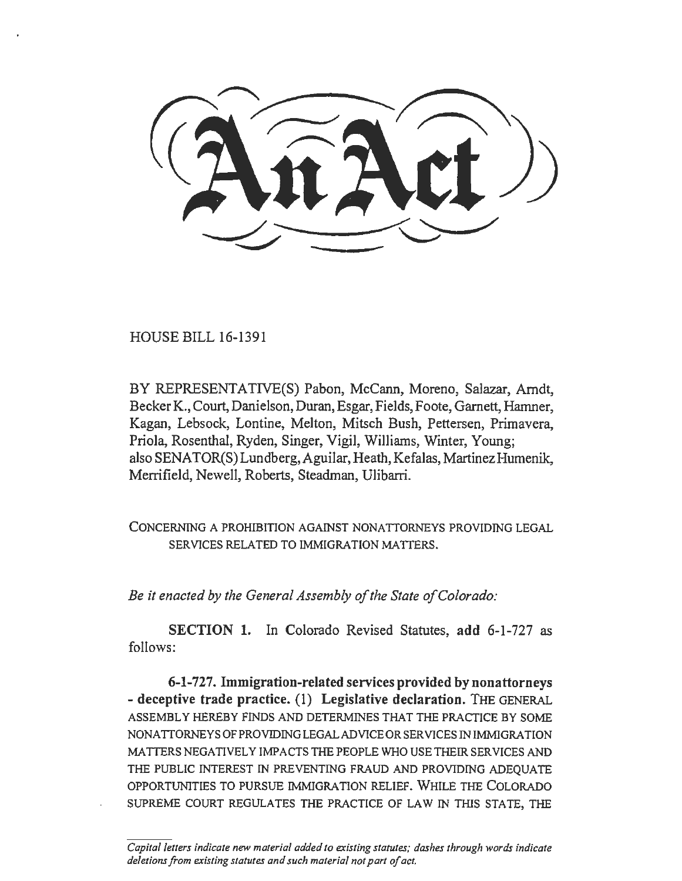# An Act

HOUSE BILL 16-1391

BY REPRESENTATIVE(S) Pabon, McCann, Moreno, Salazar, Arndt, Becker K., Court, Danielson, Duran, Esgar, Fields, Foote, Garnett, Hamner, Kagan, Lebsock, Lontine, Melton, Mitsch Bush, Pettersen, Primavera, Priola, Rosenthal, Ryden, Singer, Vigil, Williams, Winter, Young; also SENATOR(S) Lundberg, Aguilar, Heath, Kefalas, Martinez Humenik, Merrifield, Newell, Roberts, Steadman, Ulibarri.

CONCERNING A PROHIBITION AGAINST NONATTORNEYS PROVIDING LEGAL SERVICES RELATED TO IMMIGRATION MATTERS.

*Be it enacted by the General Assembly of the State of Colorado:*

**SECTION 1.** In Colorado Revised Statutes, **add** 6-1-727 as follows:

**6-1-727. Immigration-related services provided by nonattorneys - deceptive trade practice.** (1) **Legislative declaration.** THE GENERAL ASSEMBLY HEREBY FINDS AND DETERMINES THAT THE PRACTICE BY SOME NONATTORNEYS OF PROVIDING LEGAL ADVICE OR SERVICES IN IMMIGRATION MATTERS NEGATIVELY IMPACTS THE PEOPLE WHO USE THEIR SERVICES AND THE PUBLIC INTEREST IN PREVENTING FRAUD AND PROVIDING ADEQUATE OPPORTUNITIES TO PURSUE IMMIGRATION RELIEF. WHILE THE COLORADO SUPREME COURT REGULATES THE PRACTICE OF LAW IN THIS STATE, THE

*Capital letters indicate new material added to existing statutes; dashes through words indicate deletions from existing statutes and such material not part of act.*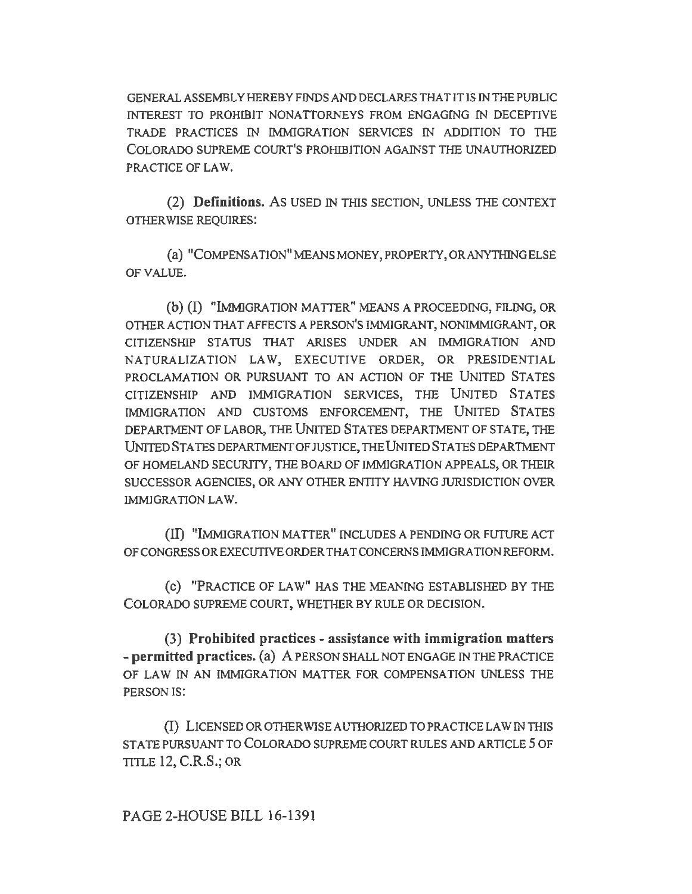GENERAL ASSEMBLY HEREBY FINDS AND DECLARES THAT IT IS IN THE PUBLIC INTEREST TO PROHIBIT NONATTORNEYS FROM ENGAGING IN DECEPTIVE TRADE PRACTICES IN IMMIGRATION SERVICES IN ADDITION TO THE COLORADO SUPREME COURT'S PROHIBITION AGAINST THE UNAUTHORIZED PRACTICE OF LAW.

(2) **Definitions.** AS USED IN THIS SECTION, UNLESS THE CONTEXT OTHERWISE REQUIRES:

(a) "COMPENSATION" MEANS MONEY, PROPERTY, OR ANYTHING ELSE OF VALUE.

(b) (I) "IMMIGRATION MATTER" MEANS A PROCEEDING, FILING, OR OTHER ACTION THAT AFFECTS A PERSON'S IMMIGRANT, NONIMMIGRANT, OR CITIZENSHIP STATUS THAT ARISES UNDER AN IMMIGRATION AND NATURALIZATION LAW, EXECUTIVE ORDER, OR PRESIDENTIAL PROCLAMATION OR PURSUANT TO AN ACTION OF THE UNITED STATES CITIZENSHIP AND IMMIGRATION SERVICES, THE UNITED STATES IMMIGRATION AND CUSTOMS ENFORCEMENT, THE UNITED STATES DEPARTMENT OF LABOR, THE UNITED STATES DEPARTMENT OF STATE, THE UNITED STATES DEPARTMENT OF JUSTICE, THE UNITED STATES DEPARTMENT OF HOMELAND SECURITY, THE BOARD OF IMMIGRATION APPEALS, OR THEIR SUCCESSOR AGENCIES, OR ANY OTHER ENTITY HAVING JURISDICTION OVER IMMIGRATION LAW.

(II) "IMMIGRATION MATTER" INCLUDES A PENDING OR FUTURE ACT OF CONGRESS OR EXECUTIVE ORDER THAT CONCERNS IMMIGRATION REFORM.

(c) "PRACTICE OF LAW" HAS THE MEANING ESTABLISHED BY THE COLORADO SUPREME COURT, WHETHER BY RULE OR DECISION.

(3) **Prohibited practices - assistance with immigration matters - permitted practices.** (a) A PERSON SHALL NOT ENGAGE IN THE PRACTICE OF LAW IN AN IMMIGRATION MATTER FOR COMPENSATION UNLESS THE PERSON IS:

(I) LICENSED OR OTHERWISE AUTHORIZED TO PRACTICE LAW IN THIS STATE PURSUANT TO COLORADO SUPREME COURT RULES AND ARTICLE 5 OF TITLE 12, C.R.S.; OR

PAGE 2-HOUSE BILL 16-1391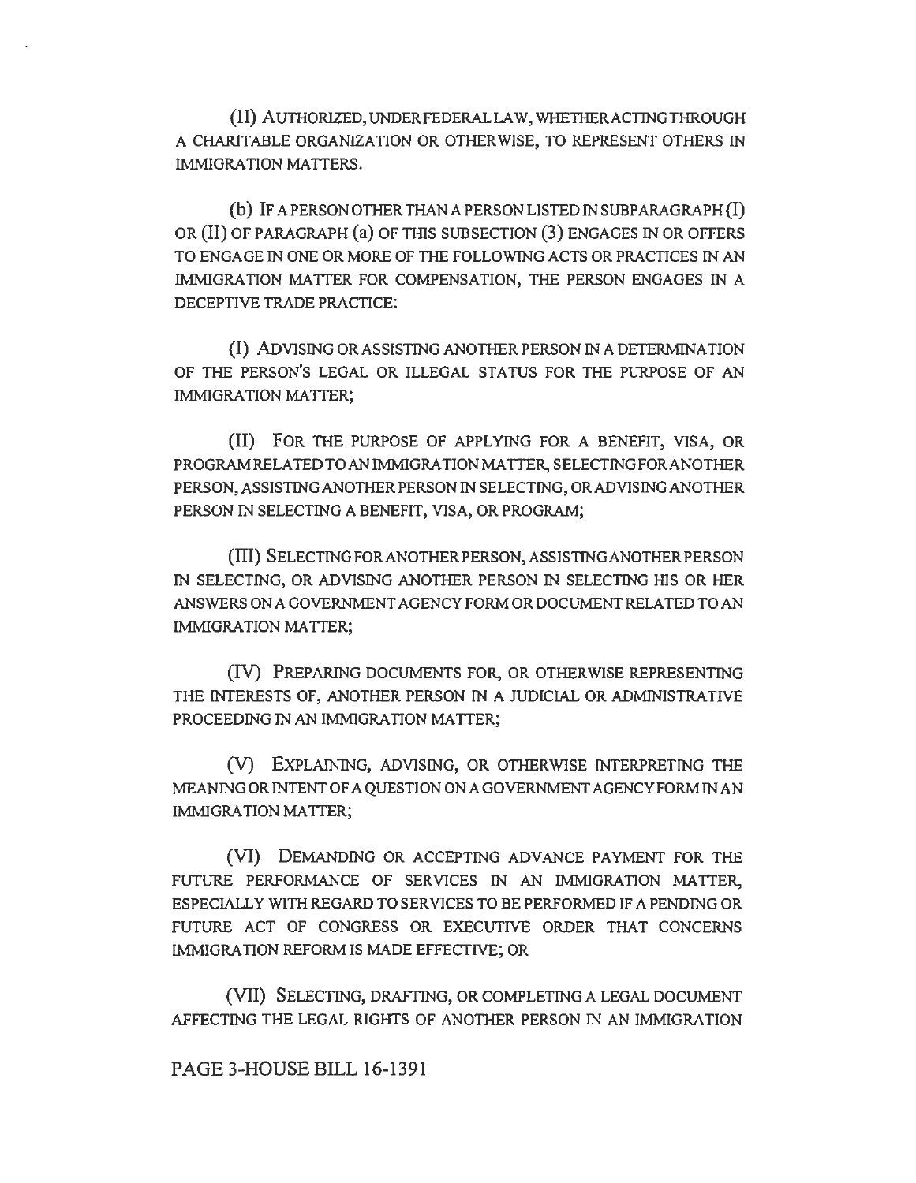(II) AUTHORIZED, UNDER FEDERAL LAW, WHETHER ACTING THROUGH A CHARITABLE ORGANIZATION OR OTHERWISE, TO REPRESENT OTHERS IN IMMIGRATION MATTERS.

(b) IF A PERSON OTHER THAN A PERSON LISTED IN SUBPARAGRAPH (I) OR (II) OF PARAGRAPH (a) OF THIS SUBSECTION (3) ENGAGES IN OR OFFERS TO ENGAGE IN ONE OR MORE OF THE FOLLOWING ACTS OR PRACTICES IN AN IMMIGRATION MATTER FOR COMPENSATION, THE PERSON ENGAGES IN A DECEPTIVE TRADE PRACTICE:

(I) ADVISING OR ASSISTING ANOTHER PERSON IN A DETERMINATION OF THE PERSON'S LEGAL OR ILLEGAL STATUS FOR THE PURPOSE OF AN IMMIGRATION MATTER;

(II) FOR THE PURPOSE OF APPLYING FOR A BENEFIT, VISA, OR PROGRAM RELATED TO AN IMMIGRATION MATTER, SELECTING FOR ANOTHER PERSON, ASSISTING ANOTHER PERSON IN SELECTING, OR ADVISING ANOTHER PERSON IN SELECTING A BENEFIT, VISA, OR PROGRAM;

(III) SELECTING FOR ANOTHER PERSON, ASSISTING ANOTHER PERSON IN SELECTING, OR ADVISING ANOTHER PERSON IN SELECTING HIS OR HER ANSWERS ON A GOVERNMENT AGENCY FORM OR DOCUMENT RELATED TO AN IMMIGRATION MATTER;

(IV) PREPARING DOCUMENTS FOR, OR OTHERWISE REPRESENTING THE INTERESTS OF, ANOTHER PERSON IN A JUDICIAL OR ADMINISTRATIVE PROCEEDING IN AN IMMIGRATION MATTER;

(V) EXPLAINING, ADVISING, OR OTHERWISE INTERPRETING THE MEANING OR INTENT OF A QUESTION ON A GOVERNMENT AGENCY FORM IN AN IMMIGRATION MATTER;

(VI) DEMANDING OR ACCEPTING ADVANCE PAYMENT FOR THE FUTURE PERFORMANCE OF SERVICES IN AN IMMIGRATION MATTER, ESPECIALLY WITH REGARD TO SERVICES TO BE PERFORMED IF A PENDING OR FUTURE ACT OF CONGRESS OR EXECUTIVE ORDER THAT CONCERNS IMMIGRATION REFORM IS MADE EFFECTIVE; OR

(VII) SELECTING, DRAFTING, OR COMPLETING A LEGAL DOCUMENT AFFECTING THE LEGAL RIGHTS OF ANOTHER PERSON IN AN IMMIGRATION

PAGE 3-HOUSE BILL 16-1391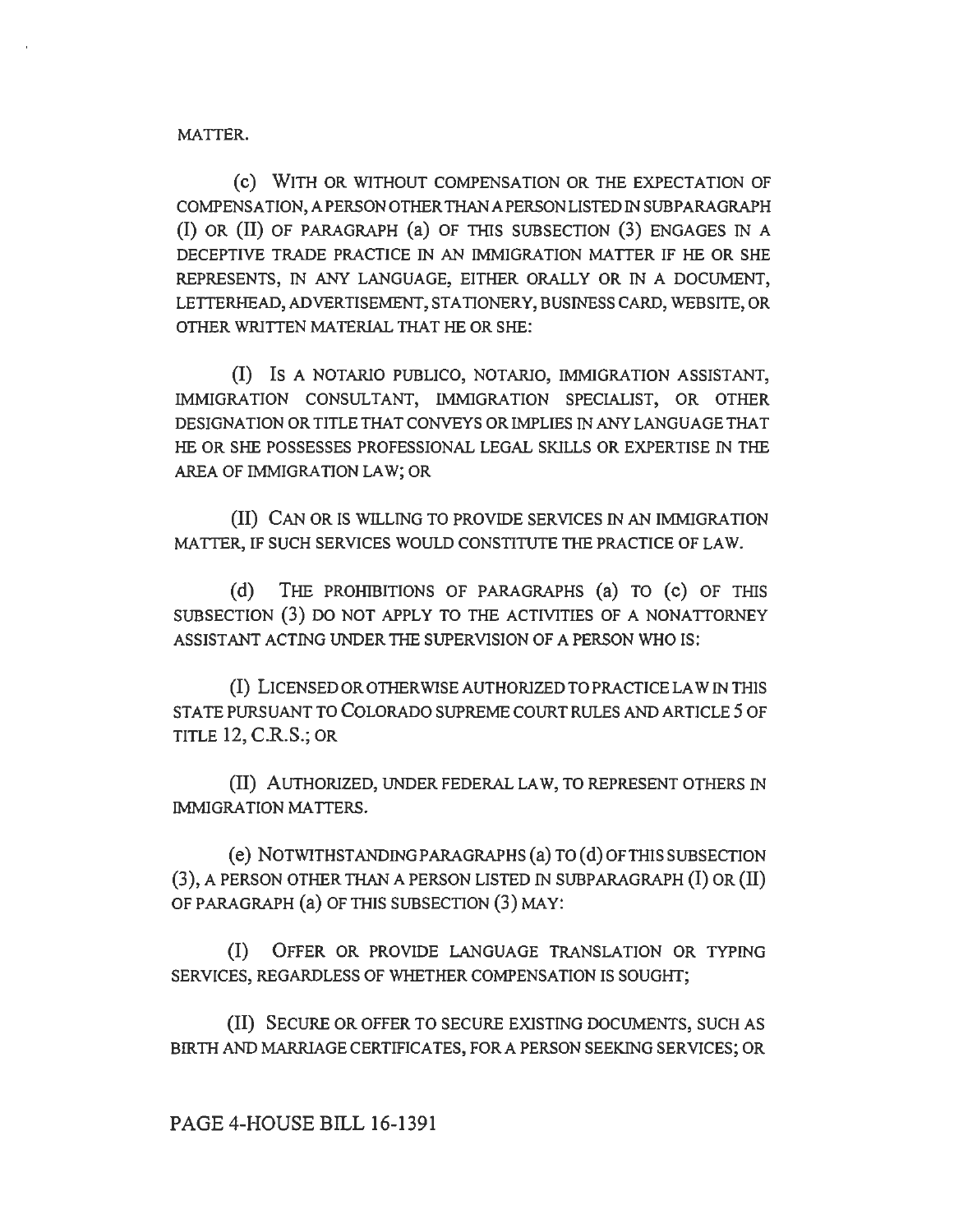MATTER.

(c) WITH OR WITHOUT COMPENSATION OR THE EXPECTATION OF COMPENSATION, A PERSON OTHER THAN A PERSON LISTED IN SUBPARAGRAPH (I) OR (II) OF PARAGRAPH (a) OF THIS SUBSECTION (3) ENGAGES IN A DECEPTIVE TRADE PRACTICE IN AN IMMIGRATION MATTER IF HE OR SHE REPRESENTS, IN ANY LANGUAGE, EITHER ORALLY OR IN A DOCUMENT, LETTERHEAD, ADVERTISEMENT, STATIONERY, BUSINESS CARD, WEBSITE, OR OTHER WRITTEN MATERIAL THAT HE OR SHE:

(I) IS A NOTARIO PUBLICO, NOTARIO, IMMIGRATION ASSISTANT, IMMIGRATION CONSULTANT, IMMIGRATION SPECIALIST, OR OTHER DESIGNATION OR TITLE THAT CONVEYS OR IMPLIES IN ANY LANGUAGE THAT HE OR SHE POSSESSES PROFESSIONAL LEGAL SKILLS OR EXPERTISE IN THE AREA OF IMMIGRATION LAW; OR

(II) CAN OR IS WILLING TO PROVIDE SERVICES IN AN IMMIGRATION MATTER, IF SUCH SERVICES WOULD CONSTITUTE THE PRACTICE OF LAW.

(d) THE PROHIBITIONS OF PARAGRAPHS (a) TO (c) OF THIS SUBSECTION (3) DO NOT APPLY TO THE ACTIVITIES OF A NONATTORNEY ASSISTANT ACTING UNDER THE SUPERVISION OF A PERSON WHO IS:

(I) LICENSED OR OTHERWISE AUTHORIZED TO PRACTICE LAW IN THIS STATE PURSUANT TO COLORADO SUPREME COURT RULES AND ARTICLE 5 OF TITLE 12, C.R.S.; OR

(II) AUTHORIZED, UNDER FEDERAL LAW, TO REPRESENT OTHERS IN IMMIGRATION MATTERS.

(e) NOTWITHSTANDING PARAGRAPHS (a) TO (d) OF THIS SUBSECTION (3), A PERSON OTHER THAN A PERSON LISTED IN SUBPARAGRAPH (I) OR (II) OF PARAGRAPH (a) OF THIS SUBSECTION (3) MAY:

(I) OFFER OR PROVIDE LANGUAGE TRANSLATION OR TYPING SERVICES, REGARDLESS OF WHETHER COMPENSATION IS SOUGHT;

(II) SECURE OR OFFER TO SECURE EXISTING DOCUMENTS, SUCH AS BIRTH AND MARRIAGE CERTIFICATES, FOR A PERSON SEEKING SERVICES; OR

PAGE 4-HOUSE BILL 16-1391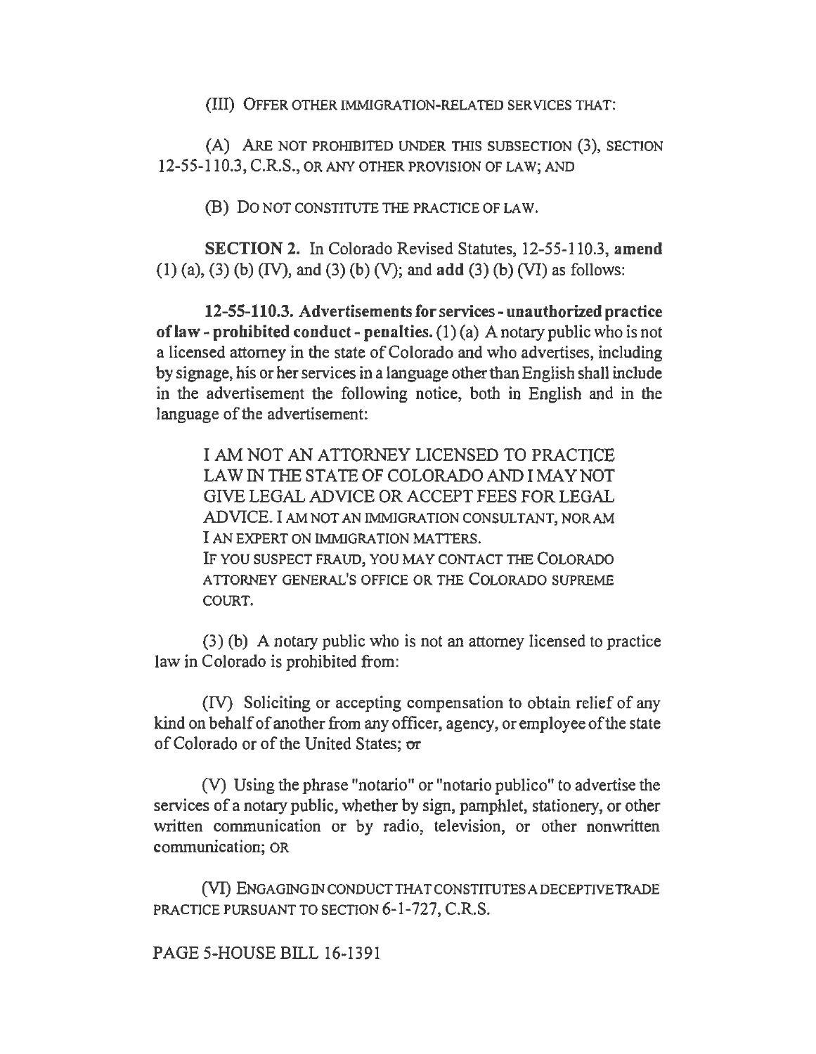(III) OFFER OTHER IMMIGRATION-RELATED SERVICES THAT:

(A) ARE NOT PROHIBITED UNDER THIS SUBSECTION (3), SECTION 12-55-110.3, C.R.S., OR ANY OTHER PROVISION OF LAW; AND

(B) DO NOT CONSTITUTE THE PRACTICE OF LAW.

**SECTION 2.** In Colorado Revised Statutes, 12-55-110.3, **amend** (1) (a), (3) (b) (IV), and (3) (b) (V); and **add** (3) (b) (VI) as follows:

**12-55-110.3. Advertisements for services - unauthorized practice of law - prohibited conduct - penalties.** (1) (a) A notary public who is not a licensed attorney in the state of Colorado and who advertises, including by signage, his or her services in a language other than English shall include in the advertisement the following notice, both in English and in the language of the advertisement:

> I AM NOT AN ATTORNEY LICENSED TO PRACTICE LAW IN THE STATE OF COLORADO AND I MAY NOT GIVE LEGAL ADVICE OR ACCEPT FEES FOR LEGAL ADVICE. I AM NOT AN IMMIGRATION CONSULTANT, NOR AM I AN EXPERT ON IMMIGRATION MATTERS.
> IF YOU SUSPECT FRAUD, YOU MAY CONTACT THE COLORADO ATTORNEY GENERAL'S OFFICE OR THE COLORADO SUPREME COURT.

(3) (b) A notary public who is not an attorney licensed to practice law in Colorado is prohibited from:

(IV) Soliciting or accepting compensation to obtain relief of any kind on behalf of another from any officer, agency, or employee of the state of Colorado or of the United States; ~~or~~

(V) Using the phrase "notario" or "notario publico" to advertise the services of a notary public, whether by sign, pamphlet, stationery, or other written communication or by radio, television, or other nonwritten communication; OR

(VI) ENGAGING IN CONDUCT THAT CONSTITUTES A DECEPTIVE TRADE PRACTICE PURSUANT TO SECTION 6-1-727, C.R.S.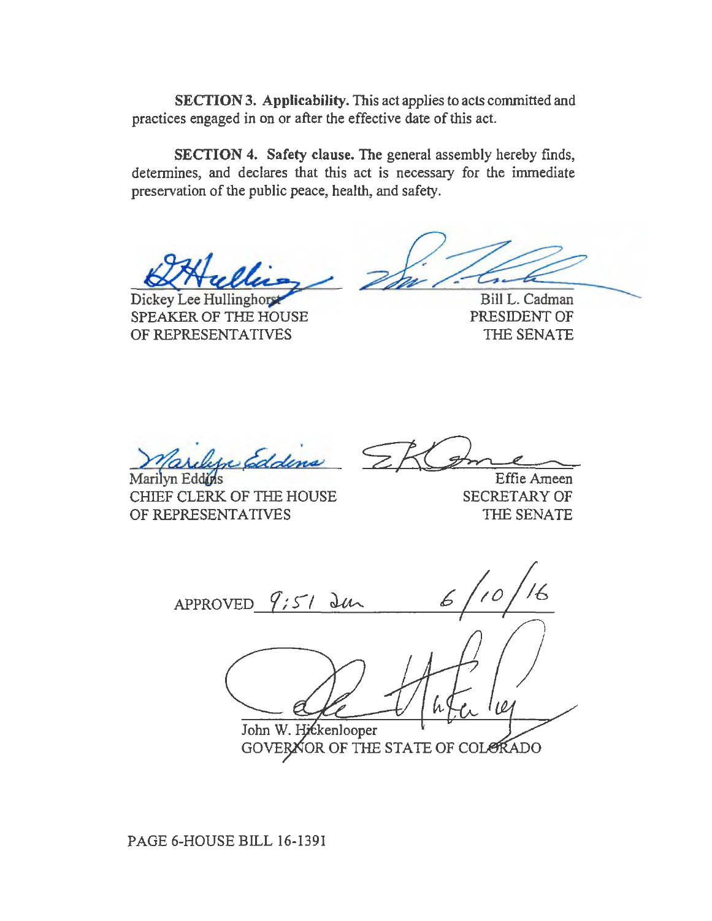**SECTION 3. Applicability.** This act applies to acts committed and practices engaged in on or after the effective date of this act.

**SECTION 4. Safety clause.** The general assembly hereby finds, determines, and declares that this act is necessary for the immediate preservation of the public peace, health, and safety.

Dickey Lee Hullinghorst
SPEAKER OF THE HOUSE
OF REPRESENTATIVES

Bill L. Cadman
PRESIDENT OF
THE SENATE

Marilyn Eddins
CHIEF CLERK OF THE HOUSE
OF REPRESENTATIVES

Effie Ameen
SECRETARY OF
THE SENATE

APPROVED 9:51 am 6/10/16

John W. Hickenlooper
GOVERNOR OF THE STATE OF COLORADO

PAGE 6-HOUSE BILL 16-1391